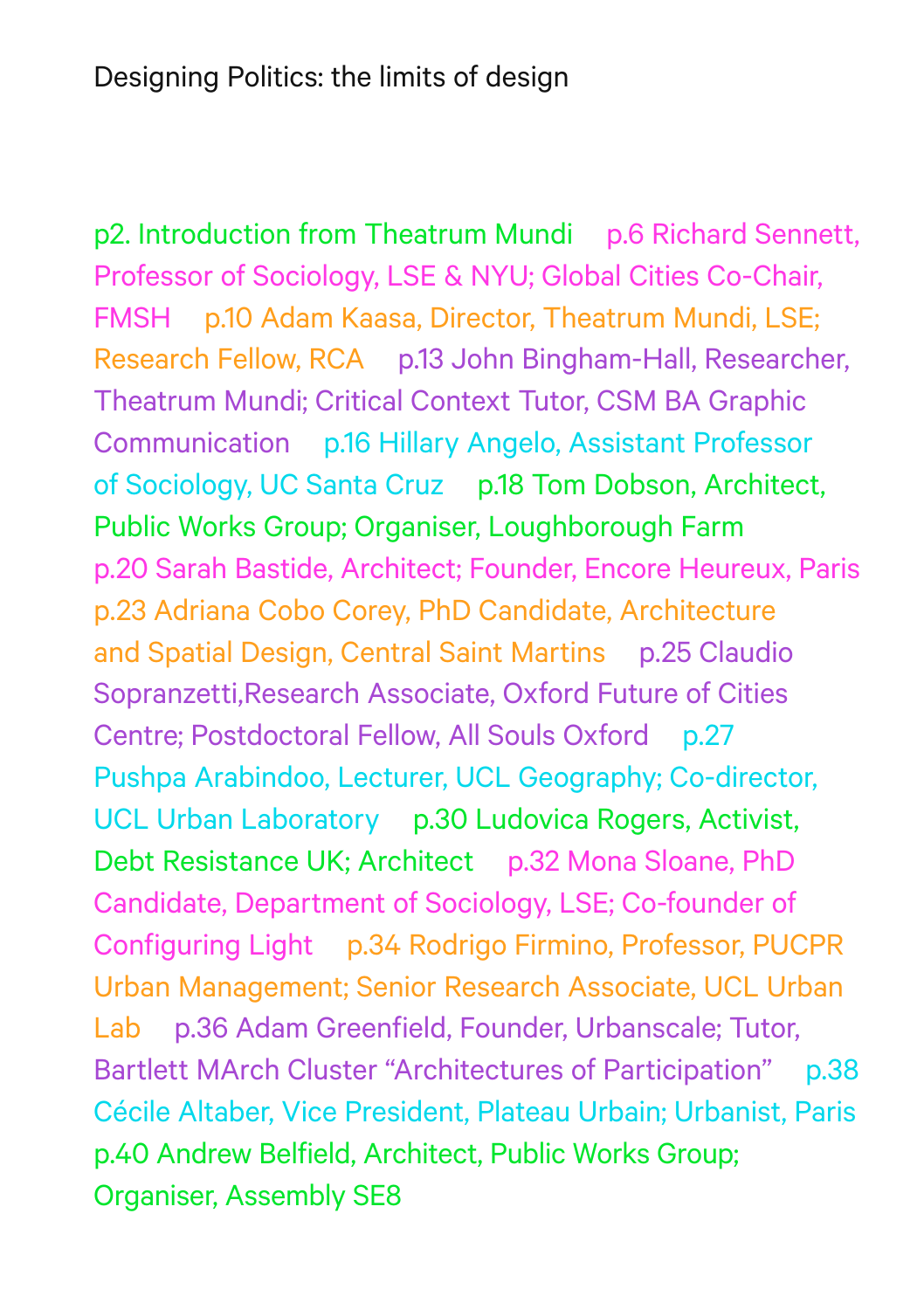# Designing Politics: the limits of design

p2. Introduction from Theatrum Mundi

p.6 Richard Sennett, Professor of Sociology, LSE & NYU; Global Cities Co-Chair, FMSH

p.10 Adam Kaasa, Director, Theatrum Mundi, LSE; Research Fellow, RCA

p.13 John Bingham-Hall, Researcher, Theatrum Mundi; Critical Context Tutor, CSM BA Graphic Communication

p.16 Hillary Angelo, Assistant Professor of Sociology, UC Santa Cruz

p.18 Tom Dobson, Architect, Public Works Group; Organiser, Loughborough Farm

p.20 Sarah Bastide, Architect; Founder, Encore Heureux, Paris

p.23 Adriana Cobo Corey, PhD Candidate, Architecture and Spatial Design, Central Saint Martins

p.25 Claudio Sopranzetti,Research Associate, Oxford Future of Cities Centre; Postdoctoral Fellow, All Souls Oxford

p.27 Pushpa Arabindoo, Lecturer, UCL Geography; Co-director, UCL Urban Laboratory

p.30 Ludovica Rogers, Activist, Debt Resistance UK; Architect

p.32 Mona Sloane, PhD Candidate, Department of Sociology, LSE; Co-founder of Configuring Light

p.34 Rodrigo Firmino, Professor, PUCPR Urban Management; Senior Research Associate, UCL Urban Lab

p.36 Adam Greenfield, Founder, Urbanscale; Tutor, Bartlett MArch Cluster "Architectures of Participation"

p.38 Cécile Altaber, Vice President, Plateau Urbain; Urbanist, Paris

p.40 Andrew Belfield, Architect, Public Works Group; Organiser, Assembly SE8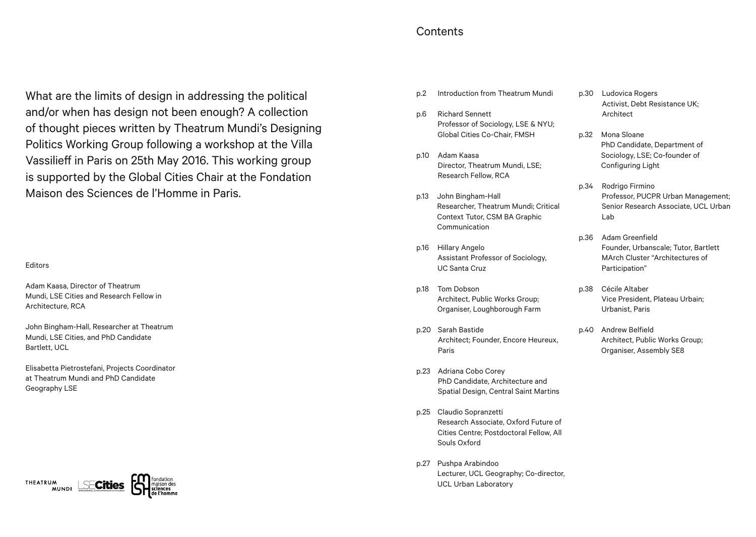What are the limits of design in addressing the political and/or when has design not been enough? A collection of thought pieces written by Theatrum Mundi's Designing Politics Working Group following a workshop at the Villa Vassilieff in Paris on 25th May 2016. This working group is supported by the Global Cities Chair at the Fondation Maison des Sciences de l'Homme in Paris.

Editors

Adam Kaasa, Director of Theatrum Mundi, LSE Cities and Research Fellow in Architecture, RCA

John Bingham-Hall, Researcher at Theatrum Mundi, LSE Cities, and PhD Candidate Bartlett, UCL

Elisabetta Pietrostefani, Projects Coordinator at Theatrum Mundi and PhD Candidate Geography LSE

## Contents

- p.2 Introduction from Theatrum Mundi
- p.6 Richard Sennett
  Professor of Sociology, LSE & NYU; Global Cities Co-Chair, FMSH
- p.10 Adam Kaasa
  Director, Theatrum Mundi, LSE; Research Fellow, RCA
- p.13 John Bingham-Hall
  Researcher, Theatrum Mundi; Critical Context Tutor, CSM BA Graphic Communication
- p.16 Hillary Angelo
  Assistant Professor of Sociology, UC Santa Cruz
- p.18 Tom Dobson
  Architect, Public Works Group; Organiser, Loughborough Farm
- p.20 Sarah Bastide
  Architect; Founder, Encore Heureux, Paris
- p.23 Adriana Cobo Corey
  PhD Candidate, Architecture and Spatial Design, Central Saint Martins
- p.25 Claudio Sopranzetti
  Research Associate, Oxford Future of Cities Centre; Postdoctoral Fellow, All Souls Oxford
- p.27 Pushpa Arabindoo
  Lecturer, UCL Geography; Co-director, UCL Urban Laboratory
- p.30 Ludovica Rogers
  Activist, Debt Resistance UK; Architect
- p.32 Mona Sloane
  PhD Candidate, Department of Sociology, LSE; Co-founder of Configuring Light
- p.34 Rodrigo Firmino
  Professor, PUCPR Urban Management; Senior Research Associate, UCL Urban Lab
- p.36 Adam Greenfield
  Founder, Urbanscale; Tutor, Bartlett MArch Cluster "Architectures of Participation"
- p.38 Cécile Altaber
  Vice President, Plateau Urbain; Urbanist, Paris
- p.40 Andrew Belfield
  Architect, Public Works Group; Organiser, Assembly SE8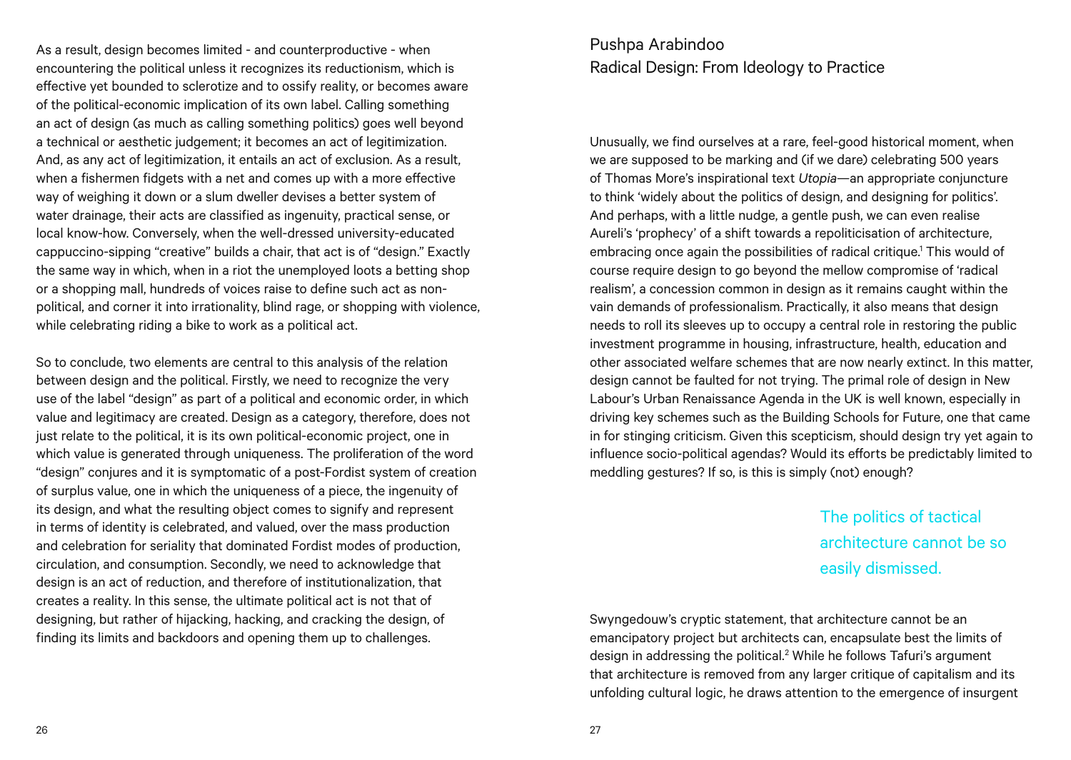As a result, design becomes limited - and counterproductive - when encountering the political unless it recognizes its reductionism, which is effective yet bounded to sclerotize and to ossify reality, or becomes aware of the political-economic implication of its own label. Calling something an act of design (as much as calling something politics) goes well beyond a technical or aesthetic judgement; it becomes an act of legitimization. And, as any act of legitimization, it entails an act of exclusion. As a result, when a fishermen fidgets with a net and comes up with a more effective way of weighing it down or a slum dweller devises a better system of water drainage, their acts are classified as ingenuity, practical sense, or local know-how. Conversely, when the well-dressed university-educated cappuccino-sipping "creative" builds a chair, that act is of "design." Exactly the same way in which, when in a riot the unemployed loots a betting shop or a shopping mall, hundreds of voices raise to define such act as non-political, and corner it into irrationality, blind rage, or shopping with violence, while celebrating riding a bike to work as a political act.

So to conclude, two elements are central to this analysis of the relation between design and the political. Firstly, we need to recognize the very use of the label "design" as part of a political and economic order, in which value and legitimacy are created. Design as a category, therefore, does not just relate to the political, it is its own political-economic project, one in which value is generated through uniqueness. The proliferation of the word "design" conjures and it is symptomatic of a post-Fordist system of creation of surplus value, one in which the uniqueness of a piece, the ingenuity of its design, and what the resulting object comes to signify and represent in terms of identity is celebrated, and valued, over the mass production and celebration for seriality that dominated Fordist modes of production, circulation, and consumption. Secondly, we need to acknowledge that design is an act of reduction, and therefore of institutionalization, that creates a reality. In this sense, the ultimate political act is not that of designing, but rather of hijacking, hacking, and cracking the design, of finding its limits and backdoors and opening them up to challenges.

## Pushpa Arabindoo
## Radical Design: From Ideology to Practice

Unusually, we find ourselves at a rare, feel-good historical moment, when we are supposed to be marking and (if we dare) celebrating 500 years of Thomas More's inspirational text *Utopia*—an appropriate conjuncture to think 'widely about the politics of design, and designing for politics'. And perhaps, with a little nudge, a gentle push, we can even realise Aureli's 'prophecy' of a shift towards a repoliticisation of architecture, embracing once again the possibilities of radical critique.[1] This would of course require design to go beyond the mellow compromise of 'radical realism', a concession common in design as it remains caught within the vain demands of professionalism. Practically, it also means that design needs to roll its sleeves up to occupy a central role in restoring the public investment programme in housing, infrastructure, health, education and other associated welfare schemes that are now nearly extinct. In this matter, design cannot be faulted for not trying. The primal role of design in New Labour's Urban Renaissance Agenda in the UK is well known, especially in driving key schemes such as the Building Schools for Future, one that came in for stinging criticism. Given this scepticism, should design try yet again to influence socio-political agendas? Would its efforts be predictably limited to meddling gestures? If so, is this is simply (not) enough?

> The politics of tactical architecture cannot be so easily dismissed.

Swyngedouw's cryptic statement, that architecture cannot be an emancipatory project but architects can, encapsulate best the limits of design in addressing the political.[2] While he follows Tafuri's argument that architecture is removed from any larger critique of capitalism and its unfolding cultural logic, he draws attention to the emergence of insurgent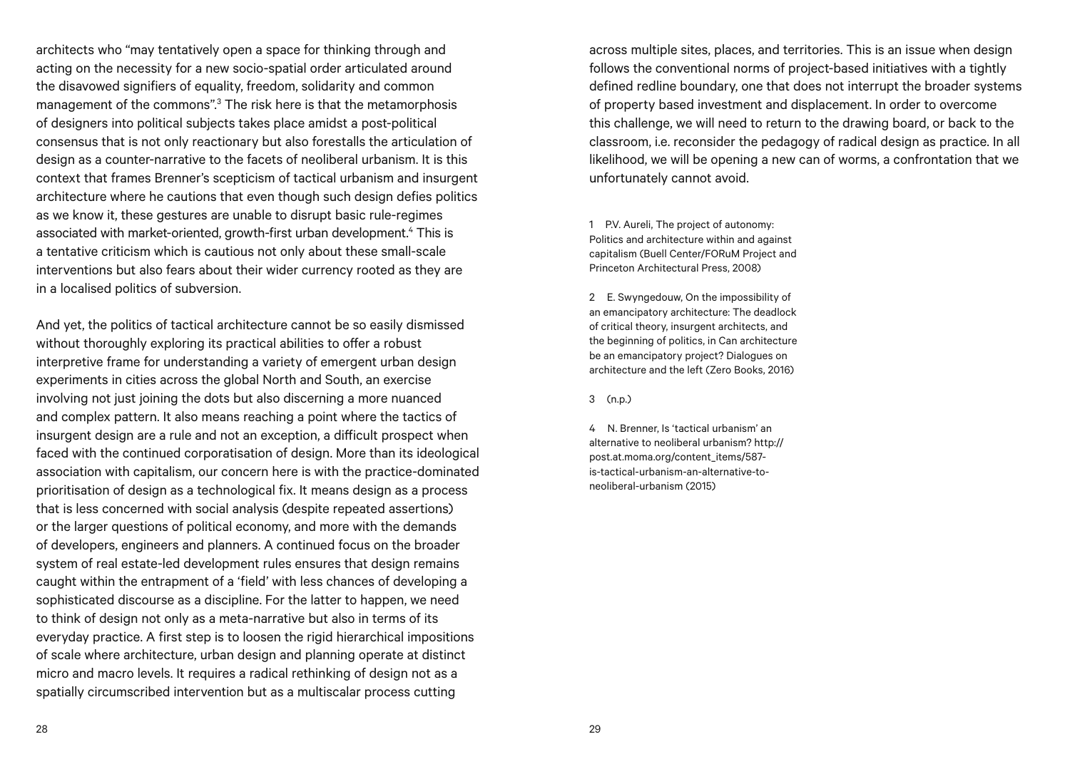architects who "may tentatively open a space for thinking through and acting on the necessity for a new socio-spatial order articulated around the disavowed signifiers of equality, freedom, solidarity and common management of the commons".[3] The risk here is that the metamorphosis of designers into political subjects takes place amidst a post-political consensus that is not only reactionary but also forestalls the articulation of design as a counter-narrative to the facets of neoliberal urbanism. It is this context that frames Brenner's scepticism of tactical urbanism and insurgent architecture where he cautions that even though such design defies politics as we know it, these gestures are unable to disrupt basic rule-regimes associated with market-oriented, growth-first urban development.[4] This is a tentative criticism which is cautious not only about these small-scale interventions but also fears about their wider currency rooted as they are in a localised politics of subversion.

And yet, the politics of tactical architecture cannot be so easily dismissed without thoroughly exploring its practical abilities to offer a robust interpretive frame for understanding a variety of emergent urban design experiments in cities across the global North and South, an exercise involving not just joining the dots but also discerning a more nuanced and complex pattern. It also means reaching a point where the tactics of insurgent design are a rule and not an exception, a difficult prospect when faced with the continued corporatisation of design. More than its ideological association with capitalism, our concern here is with the practice-dominated prioritisation of design as a technological fix. It means design as a process that is less concerned with social analysis (despite repeated assertions) or the larger questions of political economy, and more with the demands of developers, engineers and planners. A continued focus on the broader system of real estate-led development rules ensures that design remains caught within the entrapment of a 'field' with less chances of developing a sophisticated discourse as a discipline. For the latter to happen, we need to think of design not only as a meta-narrative but also in terms of its everyday practice. A first step is to loosen the rigid hierarchical impositions of scale where architecture, urban design and planning operate at distinct micro and macro levels. It requires a radical rethinking of design not as a spatially circumscribed intervention but as a multiscalar process cutting across multiple sites, places, and territories. This is an issue when design follows the conventional norms of project-based initiatives with a tightly defined redline boundary, one that does not interrupt the broader systems of property based investment and displacement. In order to overcome this challenge, we will need to return to the drawing board, or back to the classroom, i.e. reconsider the pedagogy of radical design as practice. In all likelihood, we will be opening a new can of worms, a confrontation that we unfortunately cannot avoid.

1 P.V. Aureli, The project of autonomy: Politics and architecture within and against capitalism (Buell Center/FORuM Project and Princeton Architectural Press, 2008)

2 E. Swyngedouw, On the impossibility of an emancipatory architecture: The deadlock of critical theory, insurgent architects, and the beginning of politics, in Can architecture be an emancipatory project? Dialogues on architecture and the left (Zero Books, 2016)

3 (n.p.)

4 N. Brenner, Is 'tactical urbanism' an alternative to neoliberal urbanism? http://post.at.moma.org/content_items/587-is-tactical-urbanism-an-alternative-to-neoliberal-urbanism (2015)